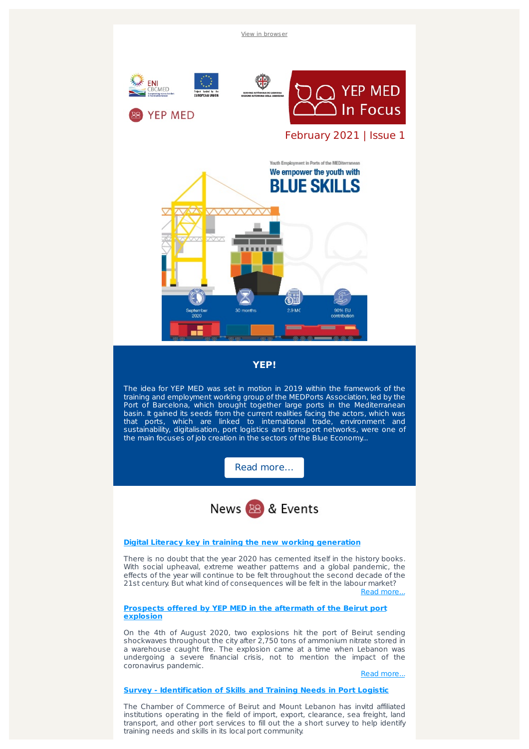View in browser

ENI CBCMED

YEP MED

YEP MED In Focus

February 2021 | Issue 1

Youth Employment in Ports of the MEDiterranean

We empower the youth with

BLUE SKILLS

September 2020 | 30 months | 2.9 M€ | 90% EU contribution

## YEP!

The idea for YEP MED was set in motion in 2019 within the framework of the training and employment working group of the MEDPorts Association, led by the Port of Barcelona, which brought together large ports in the Mediterranean basin. It gained its seeds from the current realities facing the actors, which was that ports, which are linked to international trade, environment and sustainability, digitalisation, port logistics and transport networks, were one of the main focuses of job creation in the sectors of the Blue Economy..

Read more...

## News & Events

**Digital Literacy key in training the new working generation**

There is no doubt that the year 2020 has cemented itself in the history books. With social upheaval, extreme weather patterns and a global pandemic, the effects of the year will continue to be felt throughout the second decade of the 21st century. But what kind of consequences will be felt in the labour market?

Read more...

**Prospects offered by YEP MED in the aftermath of the Beirut port explosion**

On the 4th of August 2020, two explosions hit the port of Beirut sending shockwaves throughout the city after 2,750 tons of ammonium nitrate stored in a warehouse caught fire. The explosion came at a time when Lebanon was undergoing a severe financial crisis, not to mention the impact of the coronavirus pandemic.

Read more...

**Survey - Identification of Skills and Training Needs in Port Logistic**

The Chamber of Commerce of Beirut and Mount Lebanon has invitd affiliated institutions operating in the field of import, export, clearance, sea freight, land transport, and other port services to fill out the a short survey to help identify training needs and skills in its local port community.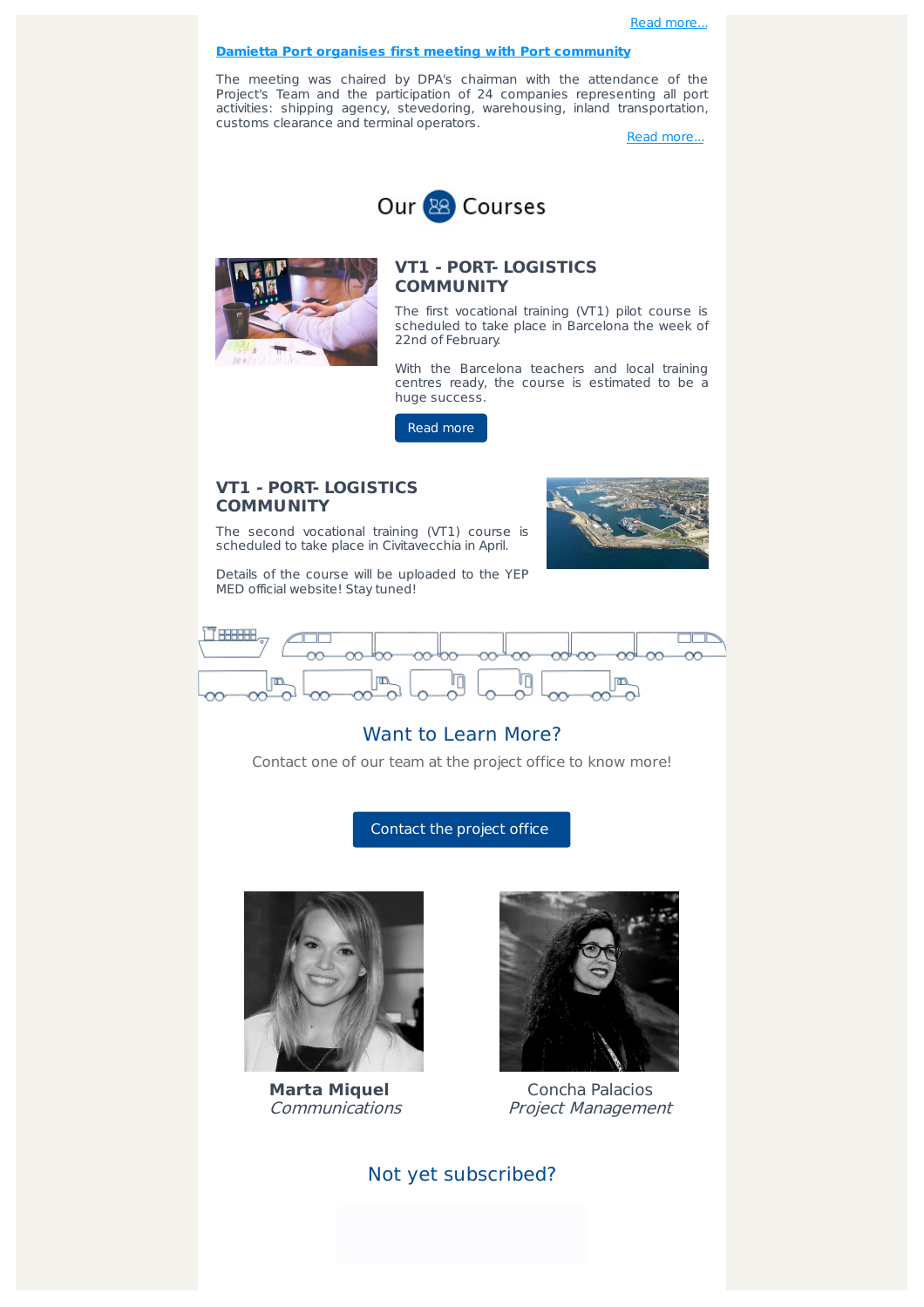Read more...

**Damietta Port organises first meeting with Port community**

The meeting was chaired by DPA's chairman with the attendance of the Project's Team and the participation of 24 companies representing all port activities: shipping agency, stevedoring, warehousing, inland transportation, customs clearance and terminal operators.

Read more...

## Our Courses

### VT1 - PORT- LOGISTICS COMMUNITY

The first vocational training (VT1) pilot course is scheduled to take place in Barcelona the week of 22nd of February.

With the Barcelona teachers and local training centres ready, the course is estimated to be a huge success.

Read more

### VT1 - PORT- LOGISTICS COMMUNITY

The second vocational training (VT1) course is scheduled to take place in Civitavecchia in April.

Details of the course will be uploaded to the YEP MED official website! Stay tuned!

## Want to Learn More?

Contact one of our team at the project office to know more!

Contact the project office

**Marta Miquel**
*Communications*

Concha Palacios
*Project Management*

## Not yet subscribed?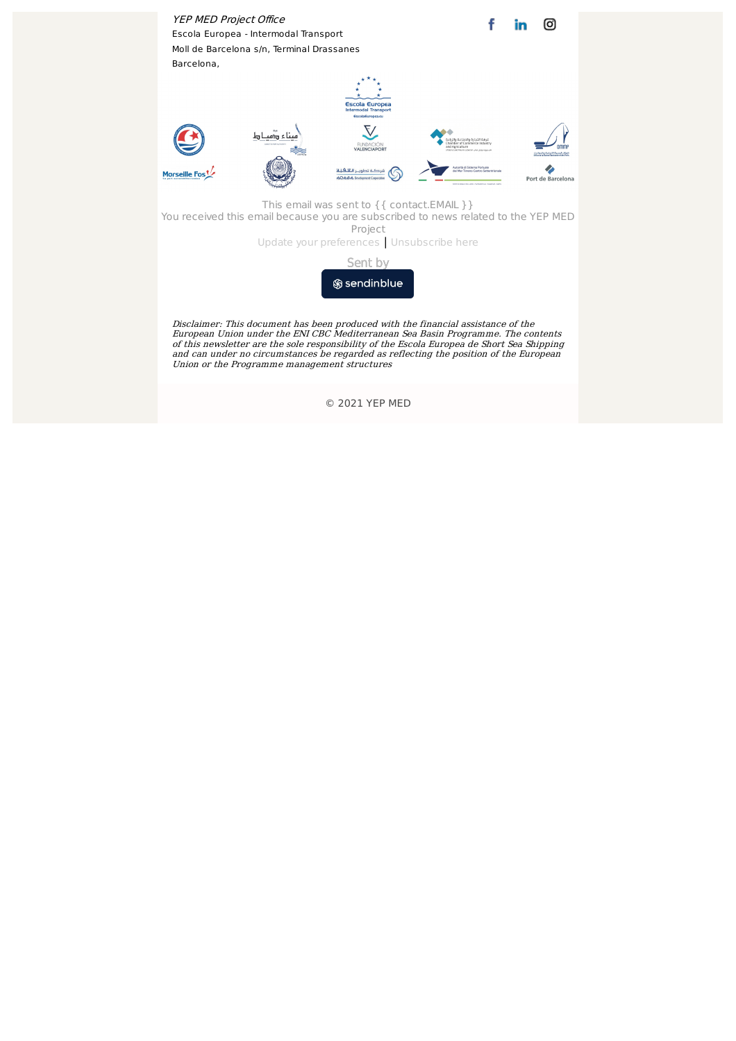*YEP MED Project Office*

Escola Europea - Intermodal Transport

Moll de Barcelona s/n, Terminal Drassanes

Barcelona,

This email was sent to {{ contact.EMAIL }}

You received this email because you are subscribed to news related to the YEP MED Project

Update your preferences | Unsubscribe here

Sent by

sendinblue

*Disclaimer: This document has been produced with the financial assistance of the European Union under the ENI CBC Mediterranean Sea Basin Programme. The contents of this newsletter are the sole responsibility of the Escola Europea de Short Sea Shipping and can under no circumstances be regarded as reflecting the position of the European Union or the Programme management structures*

© 2021 YEP MED